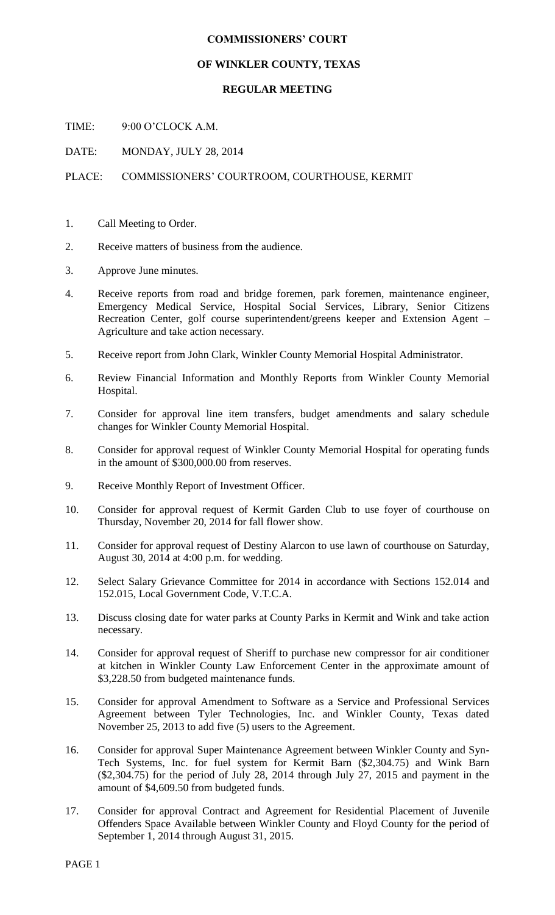# COMMISSIONERS' COURT

## OF WINKLER COUNTY, TEXAS

### REGULAR MEETING

TIME: 9:00 O'CLOCK A.M.

DATE: MONDAY, JULY 28, 2014

PLACE: COMMISSIONERS' COURTROOM, COURTHOUSE, KERMIT

1. Call Meeting to Order.
2. Receive matters of business from the audience.
3. Approve June minutes.
4. Receive reports from road and bridge foremen, park foremen, maintenance engineer, Emergency Medical Service, Hospital Social Services, Library, Senior Citizens Recreation Center, golf course superintendent/greens keeper and Extension Agent – Agriculture and take action necessary.
5. Receive report from John Clark, Winkler County Memorial Hospital Administrator.
6. Review Financial Information and Monthly Reports from Winkler County Memorial Hospital.
7. Consider for approval line item transfers, budget amendments and salary schedule changes for Winkler County Memorial Hospital.
8. Consider for approval request of Winkler County Memorial Hospital for operating funds in the amount of $300,000.00 from reserves.
9. Receive Monthly Report of Investment Officer.
10. Consider for approval request of Kermit Garden Club to use foyer of courthouse on Thursday, November 20, 2014 for fall flower show.
11. Consider for approval request of Destiny Alarcon to use lawn of courthouse on Saturday, August 30, 2014 at 4:00 p.m. for wedding.
12. Select Salary Grievance Committee for 2014 in accordance with Sections 152.014 and 152.015, Local Government Code, V.T.C.A.
13. Discuss closing date for water parks at County Parks in Kermit and Wink and take action necessary.
14. Consider for approval request of Sheriff to purchase new compressor for air conditioner at kitchen in Winkler County Law Enforcement Center in the approximate amount of $3,228.50 from budgeted maintenance funds.
15. Consider for approval Amendment to Software as a Service and Professional Services Agreement between Tyler Technologies, Inc. and Winkler County, Texas dated November 25, 2013 to add five (5) users to the Agreement.
16. Consider for approval Super Maintenance Agreement between Winkler County and Syn-Tech Systems, Inc. for fuel system for Kermit Barn ($2,304.75) and Wink Barn ($2,304.75) for the period of July 28, 2014 through July 27, 2015 and payment in the amount of $4,609.50 from budgeted funds.
17. Consider for approval Contract and Agreement for Residential Placement of Juvenile Offenders Space Available between Winkler County and Floyd County for the period of September 1, 2014 through August 31, 2015.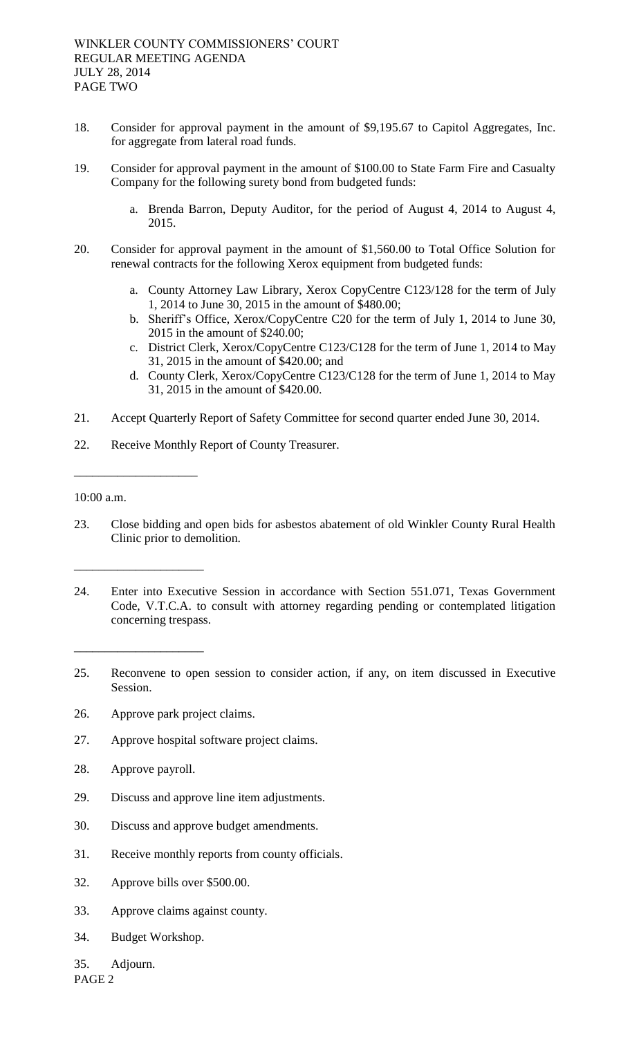18. Consider for approval payment in the amount of $9,195.67 to Capitol Aggregates, Inc. for aggregate from lateral road funds.

19. Consider for approval payment in the amount of $100.00 to State Farm Fire and Casualty Company for the following surety bond from budgeted funds:

    a. Brenda Barron, Deputy Auditor, for the period of August 4, 2014 to August 4, 2015.

20. Consider for approval payment in the amount of $1,560.00 to Total Office Solution for renewal contracts for the following Xerox equipment from budgeted funds:

    a. County Attorney Law Library, Xerox CopyCentre C123/128 for the term of July 1, 2014 to June 30, 2015 in the amount of $480.00;
    b. Sheriff's Office, Xerox/CopyCentre C20 for the term of July 1, 2014 to June 30, 2015 in the amount of $240.00;
    c. District Clerk, Xerox/CopyCentre C123/C128 for the term of June 1, 2014 to May 31, 2015 in the amount of $420.00; and
    d. County Clerk, Xerox/CopyCentre C123/C128 for the term of June 1, 2014 to May 31, 2015 in the amount of $420.00.

21. Accept Quarterly Report of Safety Committee for second quarter ended June 30, 2014.

22. Receive Monthly Report of County Treasurer.

___________________

10:00 a.m.

23. Close bidding and open bids for asbestos abatement of old Winkler County Rural Health Clinic prior to demolition.

___________________

24. Enter into Executive Session in accordance with Section 551.071, Texas Government Code, V.T.C.A. to consult with attorney regarding pending or contemplated litigation concerning trespass.

___________________

25. Reconvene to open session to consider action, if any, on item discussed in Executive Session.

26. Approve park project claims.

27. Approve hospital software project claims.

28. Approve payroll.

29. Discuss and approve line item adjustments.

30. Discuss and approve budget amendments.

31. Receive monthly reports from county officials.

32. Approve bills over $500.00.

33. Approve claims against county.

34. Budget Workshop.

35. Adjourn.